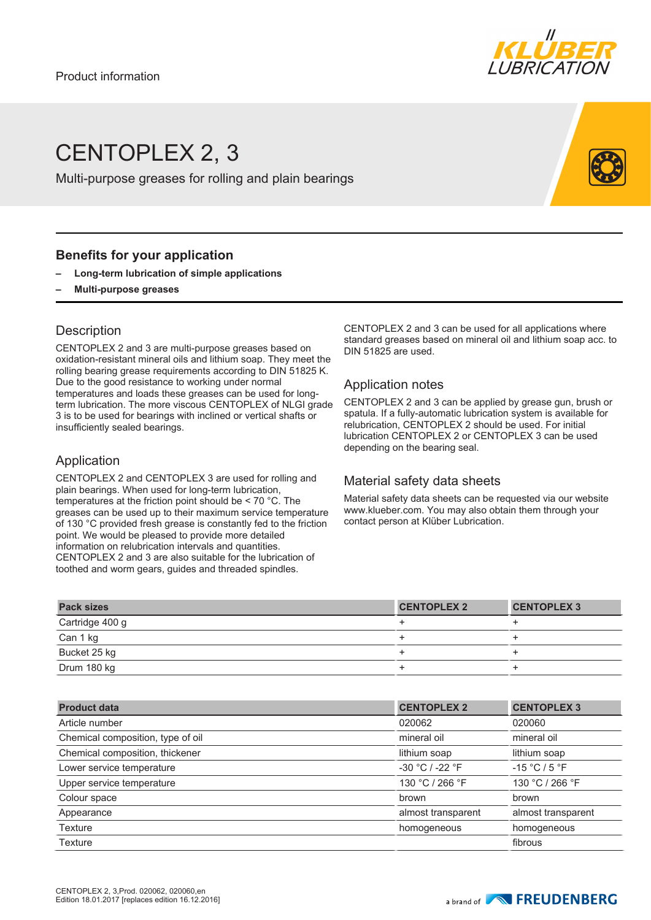Product information

# CENTOPLEX 2, 3

Multi-purpose greases for rolling and plain bearings

## Benefits for your application

- **Long-term lubrication of simple applications**
- **Multi-purpose greases**

## Description

CENTOPLEX 2 and 3 are multi-purpose greases based on oxidation-resistant mineral oils and lithium soap. They meet the rolling bearing grease requirements according to DIN 51825 K. Due to the good resistance to working under normal temperatures and loads these greases can be used for long-term lubrication. The more viscous CENTOPLEX of NLGI grade 3 is to be used for bearings with inclined or vertical shafts or insufficiently sealed bearings.

## Application

CENTOPLEX 2 and CENTOPLEX 3 are used for rolling and plain bearings. When used for long-term lubrication, temperatures at the friction point should be < 70 °C. The greases can be used up to their maximum service temperature of 130 °C provided fresh grease is constantly fed to the friction point. We would be pleased to provide more detailed information on relubrication intervals and quantities. CENTOPLEX 2 and 3 are also suitable for the lubrication of toothed and worm gears, guides and threaded spindles.

CENTOPLEX 2 and 3 can be used for all applications where standard greases based on mineral oil and lithium soap acc. to DIN 51825 are used.

## Application notes

CENTOPLEX 2 and 3 can be applied by grease gun, brush or spatula. If a fully-automatic lubrication system is available for relubrication, CENTOPLEX 2 should be used. For initial lubrication CENTOPLEX 2 or CENTOPLEX 3 can be used depending on the bearing seal.

## Material safety data sheets

Material safety data sheets can be requested via our website www.klueber.com. You may also obtain them through your contact person at Klüber Lubrication.

| Pack sizes | CENTOPLEX 2 | CENTOPLEX 3 |
|---|---|---|
| Cartridge 400 g | + | + |
| Can 1 kg | + | + |
| Bucket 25 kg | + | + |
| Drum 180 kg | + | + |

| Product data | CENTOPLEX 2 | CENTOPLEX 3 |
|---|---|---|
| Article number | 020062 | 020060 |
| Chemical composition, type of oil | mineral oil | mineral oil |
| Chemical composition, thickener | lithium soap | lithium soap |
| Lower service temperature | -30 °C / -22 °F | -15 °C / 5 °F |
| Upper service temperature | 130 °C / 266 °F | 130 °C / 266 °F |
| Colour space | brown | brown |
| Appearance | almost transparent | almost transparent |
| Texture | homogeneous | homogeneous |
| Texture | | fibrous |

CENTOPLEX 2, 3,Prod. 020062, 020060,en
Edition 18.01.2017 [replaces edition 16.12.2016]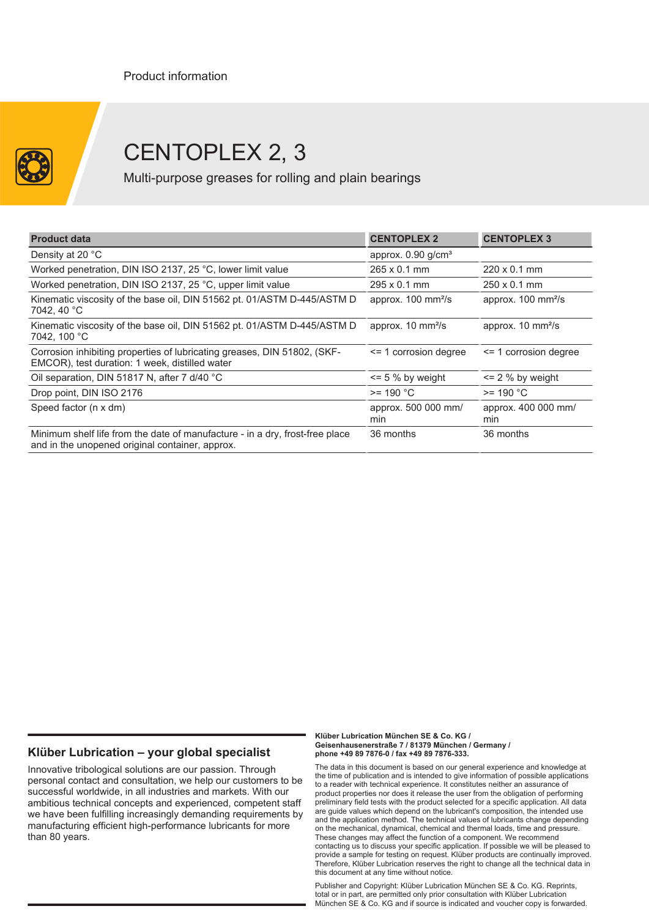Product information

# CENTOPLEX 2, 3

Multi-purpose greases for rolling and plain bearings

| Product data | CENTOPLEX 2 | CENTOPLEX 3 |
|---|---|---|
| Density at 20 °C | approx. 0.90 g/cm³ | |
| Worked penetration, DIN ISO 2137, 25 °C, lower limit value | 265 x 0.1 mm | 220 x 0.1 mm |
| Worked penetration, DIN ISO 2137, 25 °C, upper limit value | 295 x 0.1 mm | 250 x 0.1 mm |
| Kinematic viscosity of the base oil, DIN 51562 pt. 01/ASTM D-445/ASTM D 7042, 40 °C | approx. 100 mm²/s | approx. 100 mm²/s |
| Kinematic viscosity of the base oil, DIN 51562 pt. 01/ASTM D-445/ASTM D 7042, 100 °C | approx. 10 mm²/s | approx. 10 mm²/s |
| Corrosion inhibiting properties of lubricating greases, DIN 51802, (SKF-EMCOR), test duration: 1 week, distilled water | <= 1 corrosion degree | <= 1 corrosion degree |
| Oil separation, DIN 51817 N, after 7 d/40 °C | <= 5 % by weight | <= 2 % by weight |
| Drop point, DIN ISO 2176 | >= 190 °C | >= 190 °C |
| Speed factor (n x dm) | approx. 500 000 mm/min | approx. 400 000 mm/min |
| Minimum shelf life from the date of manufacture - in a dry, frost-free place and in the unopened original container, approx. | 36 months | 36 months |

## Klüber Lubrication – your global specialist

Innovative tribological solutions are our passion. Through personal contact and consultation, we help our customers to be successful worldwide, in all industries and markets. With our ambitious technical concepts and experienced, competent staff we have been fulfilling increasingly demanding requirements by manufacturing efficient high-performance lubricants for more than 80 years.

**Klüber Lubrication München SE & Co. KG / Geisenhausenerstraße 7 / 81379 München / Germany / phone +49 89 7876-0 / fax +49 89 7876-333.**

The data in this document is based on our general experience and knowledge at the time of publication and is intended to give information of possible applications to a reader with technical experience. It constitutes neither an assurance of product properties nor does it release the user from the obligation of performing preliminary field tests with the product selected for a specific application. All data are guide values which depend on the lubricant's composition, the intended use and the application method. The technical values of lubricants change depending on the mechanical, dynamical, chemical and thermal loads, time and pressure. These changes may affect the function of a component. We recommend contacting us to discuss your specific application. If possible we will be pleased to provide a sample for testing on request. Klüber products are continually improved. Therefore, Klüber Lubrication reserves the right to change all the technical data in this document at any time without notice.

Publisher and Copyright: Klüber Lubrication München SE & Co. KG. Reprints, total or in part, are permitted only prior consultation with Klüber Lubrication München SE & Co. KG and if source is indicated and voucher copy is forwarded.